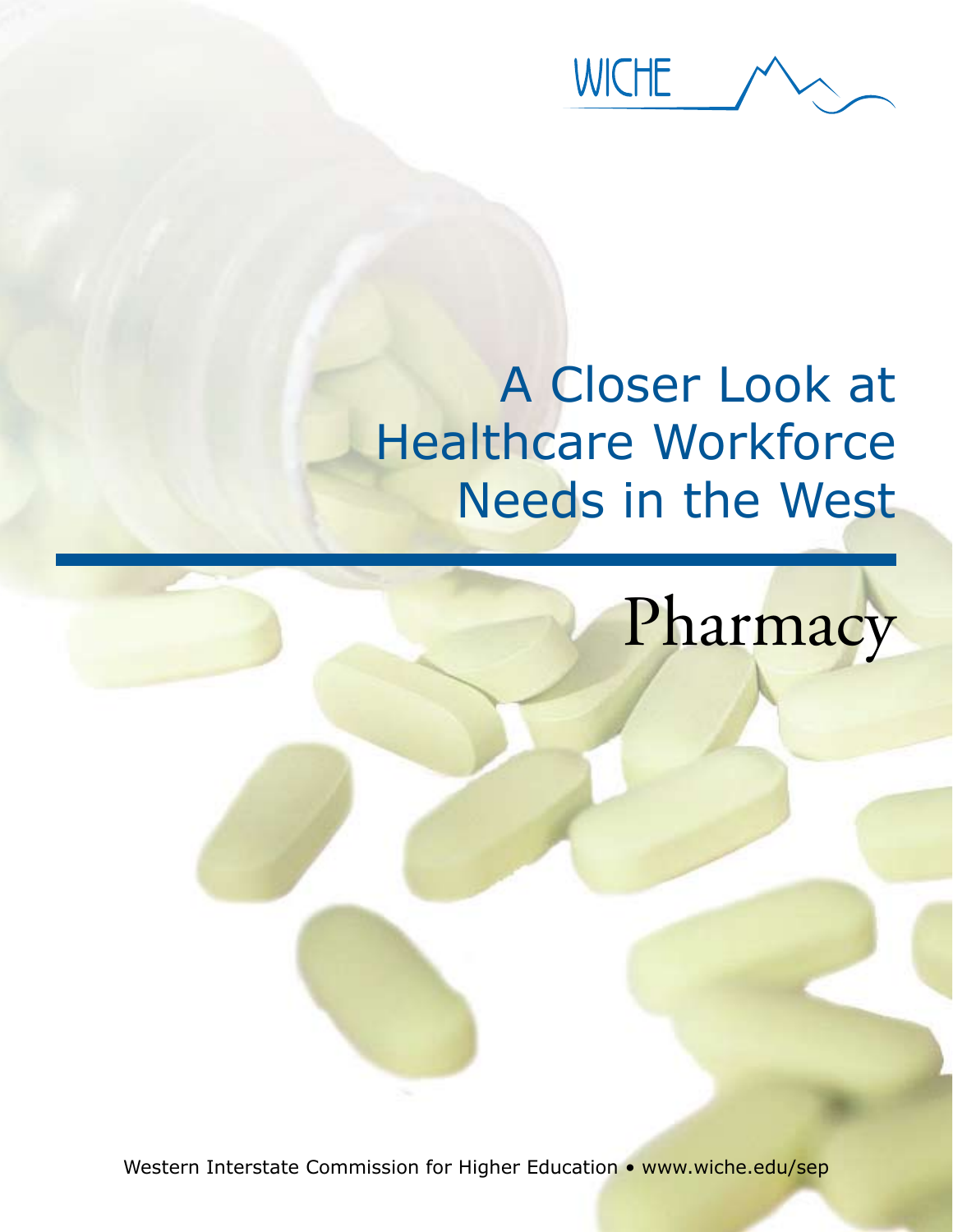WICHE

# A Closer Look at Healthcare Workforce Needs in the West

# Pharmacy

Western Interstate Commission for Higher Education • www.wiche.edu/sep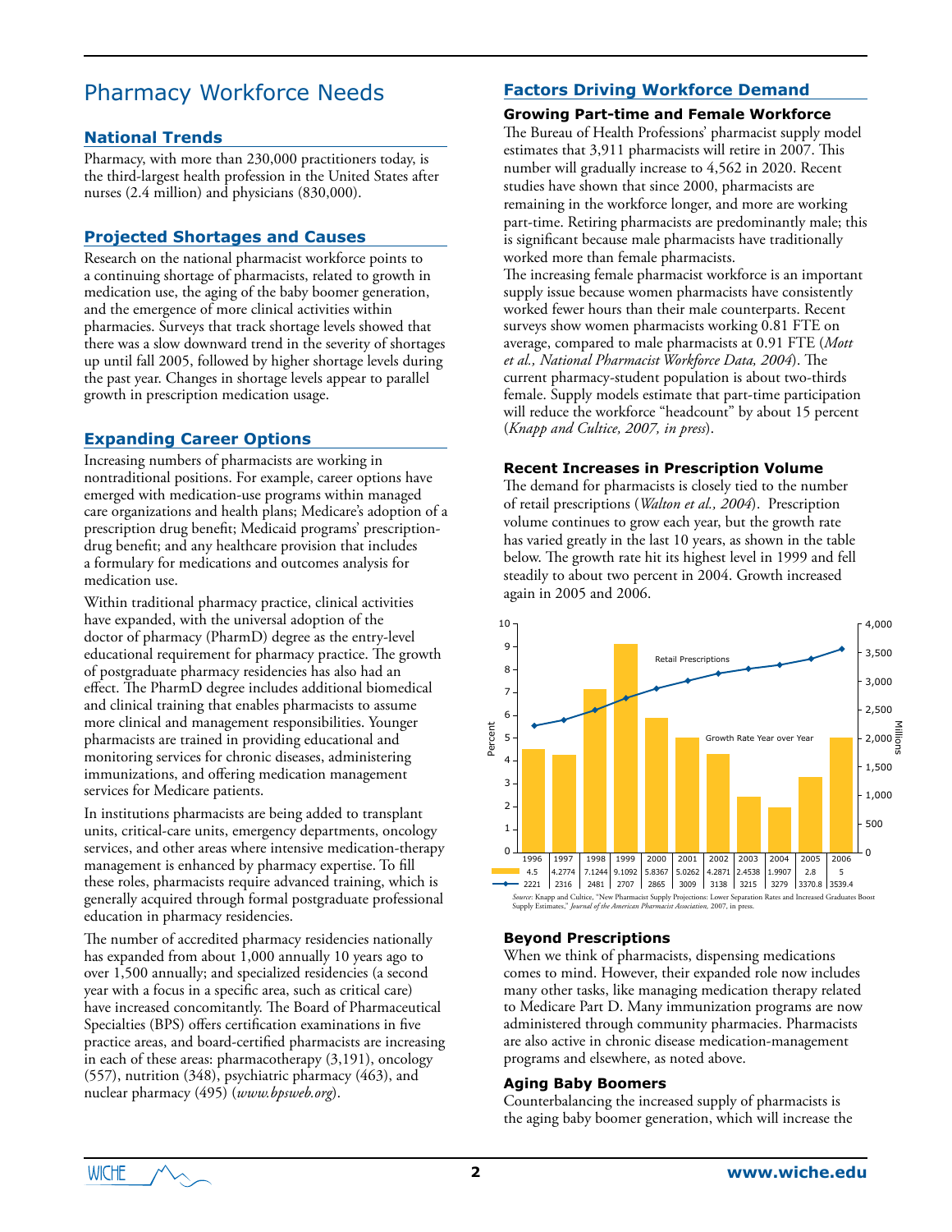# Pharmacy Workforce Needs

## National Trends

Pharmacy, with more than 230,000 practitioners today, is the third-largest health profession in the United States after nurses (2.4 million) and physicians (830,000).

## Projected Shortages and Causes

Research on the national pharmacist workforce points to a continuing shortage of pharmacists, related to growth in medication use, the aging of the baby boomer generation, and the emergence of more clinical activities within pharmacies. Surveys that track shortage levels showed that there was a slow downward trend in the severity of shortages up until fall 2005, followed by higher shortage levels during the past year. Changes in shortage levels appear to parallel growth in prescription medication usage.

## Expanding Career Options

Increasing numbers of pharmacists are working in nontraditional positions. For example, career options have emerged with medication-use programs within managed care organizations and health plans; Medicare's adoption of a prescription drug benefit; Medicaid programs' prescription-drug benefit; and any healthcare provision that includes a formulary for medications and outcomes analysis for medication use.

Within traditional pharmacy practice, clinical activities have expanded, with the universal adoption of the doctor of pharmacy (PharmD) degree as the entry-level educational requirement for pharmacy practice. The growth of postgraduate pharmacy residencies has also had an effect. The PharmD degree includes additional biomedical and clinical training that enables pharmacists to assume more clinical and management responsibilities. Younger pharmacists are trained in providing educational and monitoring services for chronic diseases, administering immunizations, and offering medication management services for Medicare patients.

In institutions pharmacists are being added to transplant units, critical-care units, emergency departments, oncology services, and other areas where intensive medication-therapy management is enhanced by pharmacy expertise. To fill these roles, pharmacists require advanced training, which is generally acquired through formal postgraduate professional education in pharmacy residencies.

The number of accredited pharmacy residencies nationally has expanded from about 1,000 annually 10 years ago to over 1,500 annually; and specialized residencies (a second year with a focus in a specific area, such as critical care) have increased concomitantly. The Board of Pharmaceutical Specialties (BPS) offers certification examinations in five practice areas, and board-certified pharmacists are increasing in each of these areas: pharmacotherapy (3,191), oncology (557), nutrition (348), psychiatric pharmacy (463), and nuclear pharmacy (495) (*www.bpsweb.org*).

## Factors Driving Workforce Demand

### Growing Part-time and Female Workforce

The Bureau of Health Professions' pharmacist supply model estimates that 3,911 pharmacists will retire in 2007. This number will gradually increase to 4,562 in 2020. Recent studies have shown that since 2000, pharmacists are remaining in the workforce longer, and more are working part-time. Retiring pharmacists are predominantly male; this is significant because male pharmacists have traditionally worked more than female pharmacists.

The increasing female pharmacist workforce is an important supply issue because women pharmacists have consistently worked fewer hours than their male counterparts. Recent surveys show women pharmacists working 0.81 FTE on average, compared to male pharmacists at 0.91 FTE (*Mott et al., National Pharmacist Workforce Data, 2004*). The current pharmacy-student population is about two-thirds female. Supply models estimate that part-time participation will reduce the workforce "headcount" by about 15 percent (*Knapp and Cultice, 2007, in press*).

### Recent Increases in Prescription Volume

The demand for pharmacists is closely tied to the number of retail prescriptions (*Walton et al., 2004*). Prescription volume continues to grow each year, but the growth rate has varied greatly in the last 10 years, as shown in the table below. The growth rate hit its highest level in 1999 and fell steadily to about two percent in 2004. Growth increased again in 2005 and 2006.

| | 1996 | 1997 | 1998 | 1999 | 2000 | 2001 | 2002 | 2003 | 2004 | 2005 | 2006 |
|---|---|---|---|---|---|---|---|---|---|---|---|
| Growth Rate Year over Year (Percent) | 4.5 | 4.2774 | 7.1244 | 9.1092 | 5.8367 | 5.0262 | 4.2871 | 2.4538 | 1.9907 | 2.8 | 5 |
| Retail Prescriptions (Millions) | 2221 | 2316 | 2481 | 2707 | 2865 | 3009 | 3138 | 3215 | 3279 | 3370.8 | 3539.4 |

*Source:* Knapp and Cultice, "New Pharmacist Supply Projections: Lower Separation Rates and Increased Graduates Boost Supply Estimates," *Journal of the American Pharmacist Association,* 2007, in press.

### Beyond Prescriptions

When we think of pharmacists, dispensing medications comes to mind. However, their expanded role now includes many other tasks, like managing medication therapy related to Medicare Part D. Many immunization programs are now administered through community pharmacies. Pharmacists are also active in chronic disease medication-management programs and elsewhere, as noted above.

### Aging Baby Boomers

Counterbalancing the increased supply of pharmacists is the aging baby boomer generation, which will increase the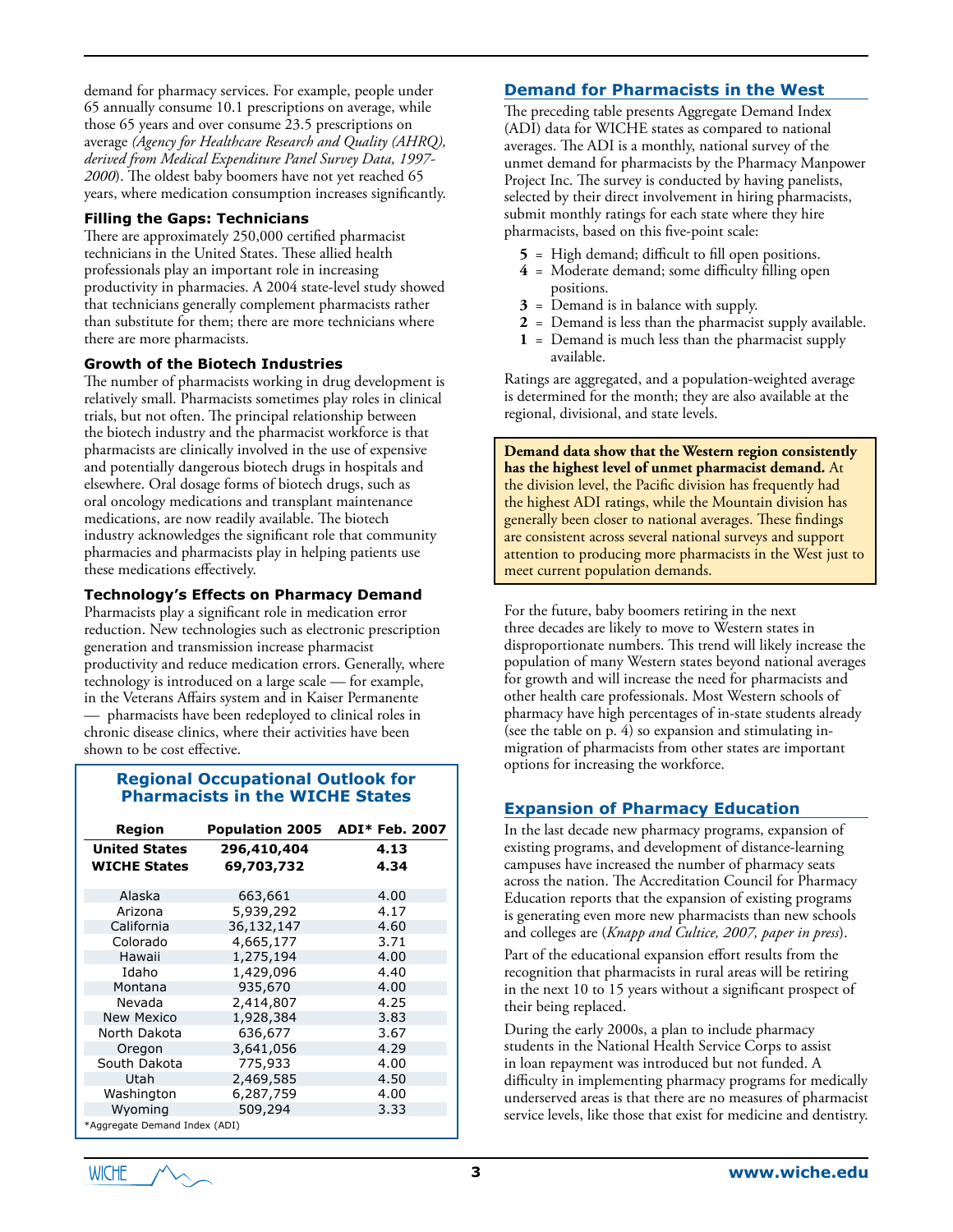demand for pharmacy services. For example, people under 65 annually consume 10.1 prescriptions on average, while those 65 years and over consume 23.5 prescriptions on average *(Agency for Healthcare Research and Quality (AHRQ), derived from Medical Expenditure Panel Survey Data, 1997-2000)*. The oldest baby boomers have not yet reached 65 years, where medication consumption increases significantly.

### Filling the Gaps: Technicians

There are approximately 250,000 certified pharmacist technicians in the United States. These allied health professionals play an important role in increasing productivity in pharmacies. A 2004 state-level study showed that technicians generally complement pharmacists rather than substitute for them; there are more technicians where there are more pharmacists.

### Growth of the Biotech Industries

The number of pharmacists working in drug development is relatively small. Pharmacists sometimes play roles in clinical trials, but not often. The principal relationship between the biotech industry and the pharmacist workforce is that pharmacists are clinically involved in the use of expensive and potentially dangerous biotech drugs in hospitals and elsewhere. Oral dosage forms of biotech drugs, such as oral oncology medications and transplant maintenance medications, are now readily available. The biotech industry acknowledges the significant role that community pharmacies and pharmacists play in helping patients use these medications effectively.

### Technology's Effects on Pharmacy Demand

Pharmacists play a significant role in medication error reduction. New technologies such as electronic prescription generation and transmission increase pharmacist productivity and reduce medication errors. Generally, where technology is introduced on a large scale — for example, in the Veterans Affairs system and in Kaiser Permanente — pharmacists have been redeployed to clinical roles in chronic disease clinics, where their activities have been shown to be cost effective.

**Regional Occupational Outlook for Pharmacists in the WICHE States**

| Region | Population 2005 | ADI* Feb. 2007 |
|---|---|---|
| **United States** | **296,410,404** | **4.13** |
| **WICHE States** | **69,703,732** | **4.34** |
| Alaska | 663,661 | 4.00 |
| Arizona | 5,939,292 | 4.17 |
| California | 36,132,147 | 4.60 |
| Colorado | 4,665,177 | 3.71 |
| Hawaii | 1,275,194 | 4.00 |
| Idaho | 1,429,096 | 4.40 |
| Montana | 935,670 | 4.00 |
| Nevada | 2,414,807 | 4.25 |
| New Mexico | 1,928,384 | 3.83 |
| North Dakota | 636,677 | 3.67 |
| Oregon | 3,641,056 | 4.29 |
| South Dakota | 775,933 | 4.00 |
| Utah | 2,469,585 | 4.50 |
| Washington | 6,287,759 | 4.00 |
| Wyoming | 509,294 | 3.33 |

*Aggregate Demand Index (ADI)

## Demand for Pharmacists in the West

The preceding table presents Aggregate Demand Index (ADI) data for WICHE states as compared to national averages. The ADI is a monthly, national survey of the unmet demand for pharmacists by the Pharmacy Manpower Project Inc. The survey is conducted by having panelists, selected by their direct involvement in hiring pharmacists, submit monthly ratings for each state where they hire pharmacists, based on this five-point scale:

- **5** = High demand; difficult to fill open positions.
- **4** = Moderate demand; some difficulty filling open positions.
- **3** = Demand is in balance with supply.
- **2** = Demand is less than the pharmacist supply available.
- **1** = Demand is much less than the pharmacist supply available.

Ratings are aggregated, and a population-weighted average is determined for the month; they are also available at the regional, divisional, and state levels.

**Demand data show that the Western region consistently has the highest level of unmet pharmacist demand.** At the division level, the Pacific division has frequently had the highest ADI ratings, while the Mountain division has generally been closer to national averages. These findings are consistent across several national surveys and support attention to producing more pharmacists in the West just to meet current population demands.

For the future, baby boomers retiring in the next three decades are likely to move to Western states in disproportionate numbers. This trend will likely increase the population of many Western states beyond national averages for growth and will increase the need for pharmacists and other health care professionals. Most Western schools of pharmacy have high percentages of in-state students already (see the table on p. 4) so expansion and stimulating in-migration of pharmacists from other states are important options for increasing the workforce.

## Expansion of Pharmacy Education

In the last decade new pharmacy programs, expansion of existing programs, and development of distance-learning campuses have increased the number of pharmacy seats across the nation. The Accreditation Council for Pharmacy Education reports that the expansion of existing programs is generating even more new pharmacists than new schools and colleges are (*Knapp and Cultice, 2007, paper in press*).

Part of the educational expansion effort results from the recognition that pharmacists in rural areas will be retiring in the next 10 to 15 years without a significant prospect of their being replaced.

During the early 2000s, a plan to include pharmacy students in the National Health Service Corps to assist in loan repayment was introduced but not funded. A difficulty in implementing pharmacy programs for medically underserved areas is that there are no measures of pharmacist service levels, like those that exist for medicine and dentistry.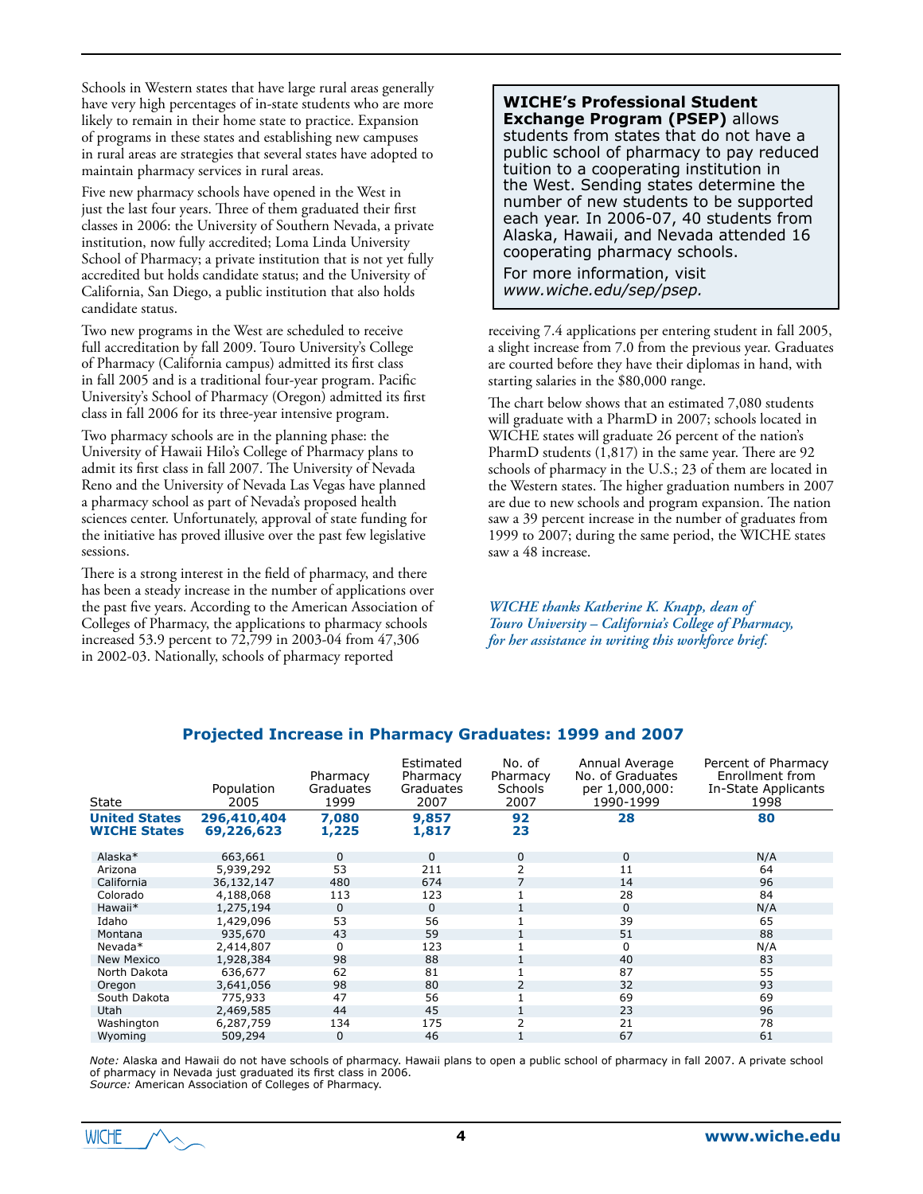Schools in Western states that have large rural areas generally have very high percentages of in-state students who are more likely to remain in their home state to practice. Expansion of programs in these states and establishing new campuses in rural areas are strategies that several states have adopted to maintain pharmacy services in rural areas.

Five new pharmacy schools have opened in the West in just the last four years. Three of them graduated their first classes in 2006: the University of Southern Nevada, a private institution, now fully accredited; Loma Linda University School of Pharmacy; a private institution that is not yet fully accredited but holds candidate status; and the University of California, San Diego, a public institution that also holds candidate status.

Two new programs in the West are scheduled to receive full accreditation by fall 2009. Touro University's College of Pharmacy (California campus) admitted its first class in fall 2005 and is a traditional four-year program. Pacific University's School of Pharmacy (Oregon) admitted its first class in fall 2006 for its three-year intensive program.

Two pharmacy schools are in the planning phase: the University of Hawaii Hilo's College of Pharmacy plans to admit its first class in fall 2007. The University of Nevada Reno and the University of Nevada Las Vegas have planned a pharmacy school as part of Nevada's proposed health sciences center. Unfortunately, approval of state funding for the initiative has proved illusive over the past few legislative sessions.

There is a strong interest in the field of pharmacy, and there has been a steady increase in the number of applications over the past five years. According to the American Association of Colleges of Pharmacy, the applications to pharmacy schools increased 53.9 percent to 72,799 in 2003-04 from 47,306 in 2002-03. Nationally, schools of pharmacy reported receiving 7.4 applications per entering student in fall 2005, a slight increase from 7.0 from the previous year. Graduates are courted before they have their diplomas in hand, with starting salaries in the $80,000 range.

**WICHE's Professional Student Exchange Program (PSEP)** allows students from states that do not have a public school of pharmacy to pay reduced tuition to a cooperating institution in the West. Sending states determine the number of new students to be supported each year. In 2006-07, 40 students from Alaska, Hawaii, and Nevada attended 16 cooperating pharmacy schools.

For more information, visit *www.wiche.edu/sep/psep.*

The chart below shows that an estimated 7,080 students will graduate with a PharmD in 2007; schools located in WICHE states will graduate 26 percent of the nation's PharmD students (1,817) in the same year. There are 92 schools of pharmacy in the U.S.; 23 of them are located in the Western states. The higher graduation numbers in 2007 are due to new schools and program expansion. The nation saw a 39 percent increase in the number of graduates from 1999 to 2007; during the same period, the WICHE states saw a 48 increase.

***WICHE thanks Katherine K. Knapp, dean of Touro University – California's College of Pharmacy, for her assistance in writing this workforce brief.***

## Projected Increase in Pharmacy Graduates: 1999 and 2007

| State | Population 2005 | Pharmacy Graduates 1999 | Estimated Pharmacy Graduates 2007 | No. of Pharmacy Schools 2007 | Annual Average No. of Graduates per 1,000,000: 1990-1999 | Percent of Pharmacy Enrollment from In-State Applicants 1998 |
|---|---|---|---|---|---|---|
| **United States** | **296,410,404** | **7,080** | **9,857** | **92** | **28** | **80** |
| **WICHE States** | **69,226,623** | **1,225** | **1,817** | **23** | | |
| Alaska* | 663,661 | 0 | 0 | 0 | 0 | N/A |
| Arizona | 5,939,292 | 53 | 211 | 2 | 11 | 64 |
| California | 36,132,147 | 480 | 674 | 7 | 14 | 96 |
| Colorado | 4,188,068 | 113 | 123 | 1 | 28 | 84 |
| Hawaii* | 1,275,194 | 0 | 0 | 1 | 0 | N/A |
| Idaho | 1,429,096 | 53 | 56 | 1 | 39 | 65 |
| Montana | 935,670 | 43 | 59 | 1 | 51 | 88 |
| Nevada* | 2,414,807 | 0 | 123 | 1 | 0 | N/A |
| New Mexico | 1,928,384 | 98 | 88 | 1 | 40 | 83 |
| North Dakota | 636,677 | 62 | 81 | 1 | 87 | 55 |
| Oregon | 3,641,056 | 98 | 80 | 2 | 32 | 93 |
| South Dakota | 775,933 | 47 | 56 | 1 | 69 | 69 |
| Utah | 2,469,585 | 44 | 45 | 1 | 23 | 96 |
| Washington | 6,287,759 | 134 | 175 | 2 | 21 | 78 |
| Wyoming | 509,294 | 0 | 46 | 1 | 67 | 61 |

*Note:* Alaska and Hawaii do not have schools of pharmacy. Hawaii plans to open a public school of pharmacy in fall 2007. A private school of pharmacy in Nevada just graduated its first class in 2006.
*Source:* American Association of Colleges of Pharmacy.